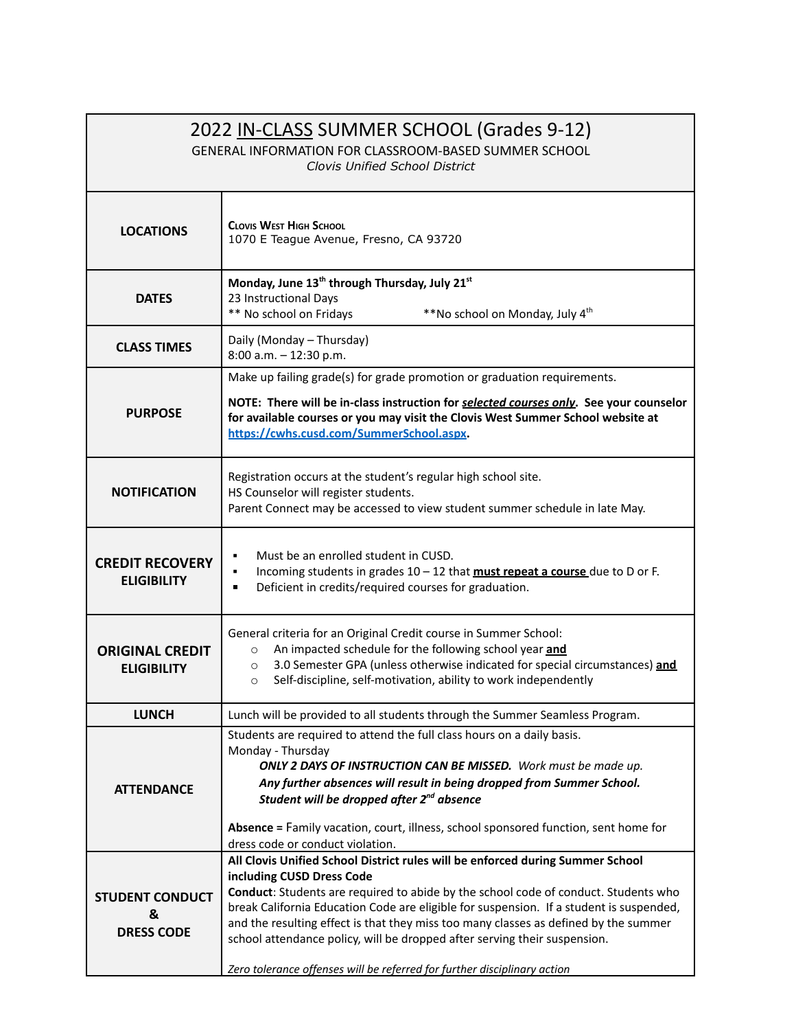# 2022 IN-CLASS SUMMER SCHOOL (Grades 9-12)

GENERAL INFORMATION FOR CLASSROOM-BASED SUMMER SCHOOL

*Clovis Unified School District*

| | |
|---|---|
| **LOCATIONS** | **Clovis West High School**<br>1070 E Teague Avenue, Fresno, CA 93720 |
| **DATES** | **Monday, June 13th through Thursday, July 21st**<br>23 Instructional Days<br>** No school on Fridays **No school on Monday, July 4th |
| **CLASS TIMES** | Daily (Monday – Thursday)<br>8:00 a.m. – 12:30 p.m. |
| **PURPOSE** | Make up failing grade(s) for grade promotion or graduation requirements.<br>**NOTE: There will be in-class instruction for *selected courses only*. See your counselor for available courses or you may visit the Clovis West Summer School website at https://cwhs.cusd.com/SummerSchool.aspx.** |
| **NOTIFICATION** | Registration occurs at the student's regular high school site.<br>HS Counselor will register students.<br>Parent Connect may be accessed to view student summer schedule in late May. |
| **CREDIT RECOVERY ELIGIBILITY** | ▪ Must be an enrolled student in CUSD.<br>▪ Incoming students in grades 10 – 12 that **must repeat a course** due to D or F.<br>▪ Deficient in credits/required courses for graduation. |
| **ORIGINAL CREDIT ELIGIBILITY** | General criteria for an Original Credit course in Summer School:<br>○ An impacted schedule for the following school year **and**<br>○ 3.0 Semester GPA (unless otherwise indicated for special circumstances) **and**<br>○ Self-discipline, self-motivation, ability to work independently |
| **LUNCH** | Lunch will be provided to all students through the Summer Seamless Program. |
| **ATTENDANCE** | Students are required to attend the full class hours on a daily basis.<br>Monday - Thursday<br>***ONLY 2 DAYS OF INSTRUCTION CAN BE MISSED.*** *Work must be made up.*<br>***Any further absences will result in being dropped from Summer School.***<br>***Student will be dropped after 2nd absence***<br><br>**Absence =** Family vacation, court, illness, school sponsored function, sent home for dress code or conduct violation. |
| **STUDENT CONDUCT & DRESS CODE** | **All Clovis Unified School District rules will be enforced during Summer School including CUSD Dress Code**<br>**Conduct**: Students are required to abide by the school code of conduct. Students who break California Education Code are eligible for suspension. If a student is suspended, and the resulting effect is that they miss too many classes as defined by the summer school attendance policy, will be dropped after serving their suspension.<br><br>*Zero tolerance offenses will be referred for further disciplinary action* |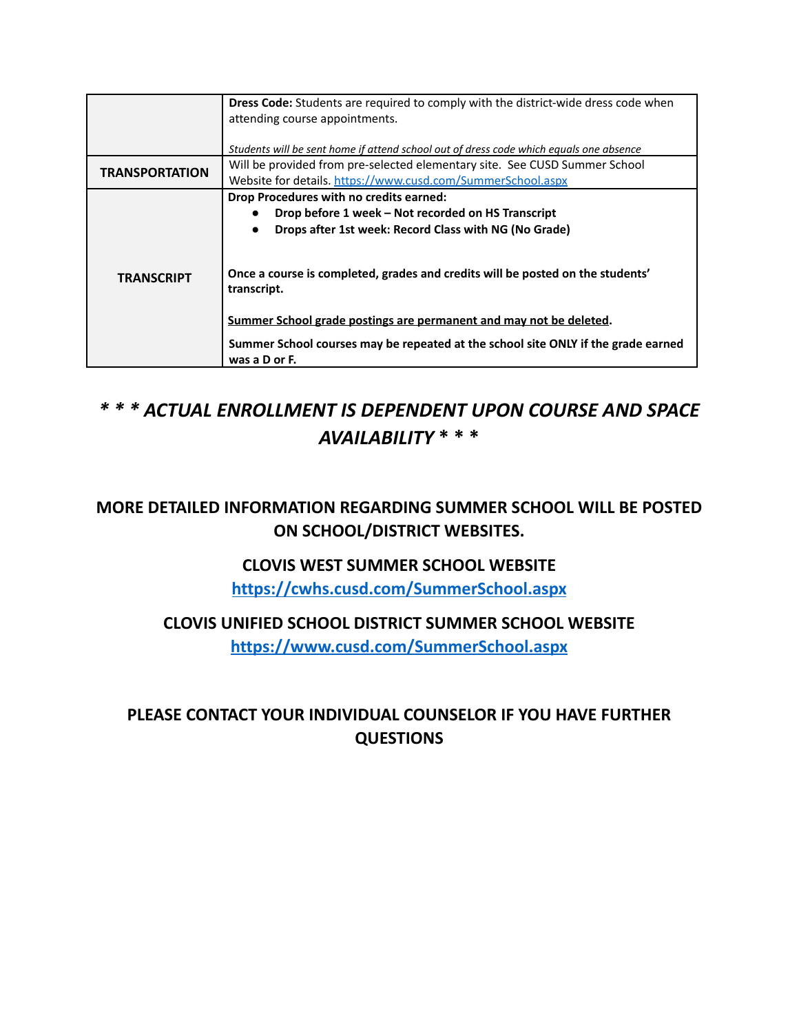| | |
|---|---|
| | **Dress Code:** Students are required to comply with the district-wide dress code when attending course appointments.<br><br>*Students will be sent home if attend school out of dress code which equals one absence* |
| **TRANSPORTATION** | Will be provided from pre-selected elementary site. See CUSD Summer School Website for details. [https://www.cusd.com/SummerSchool.aspx](https://www.cusd.com/SummerSchool.aspx) |
| **TRANSCRIPT** | **Drop Procedures with no credits earned:**<br>● **Drop before 1 week – Not recorded on HS Transcript**<br>● **Drops after 1st week: Record Class with NG (No Grade)**<br><br>**Once a course is completed, grades and credits will be posted on the students' transcript.**<br><br>**<u>Summer School grade postings are permanent and may not be deleted</u>.**<br><br>**Summer School courses may be repeated at the school site ONLY if the grade earned was a D or F.** |

### *\* \* \* ACTUAL ENROLLMENT IS DEPENDENT UPON COURSE AND SPACE AVAILABILITY \* \* \**

**MORE DETAILED INFORMATION REGARDING SUMMER SCHOOL WILL BE POSTED ON SCHOOL/DISTRICT WEBSITES.**

**CLOVIS WEST SUMMER SCHOOL WEBSITE**
**[https://cwhs.cusd.com/SummerSchool.aspx](https://cwhs.cusd.com/SummerSchool.aspx)**

**CLOVIS UNIFIED SCHOOL DISTRICT SUMMER SCHOOL WEBSITE**
**[https://www.cusd.com/SummerSchool.aspx](https://www.cusd.com/SummerSchool.aspx)**

**PLEASE CONTACT YOUR INDIVIDUAL COUNSELOR IF YOU HAVE FURTHER QUESTIONS**